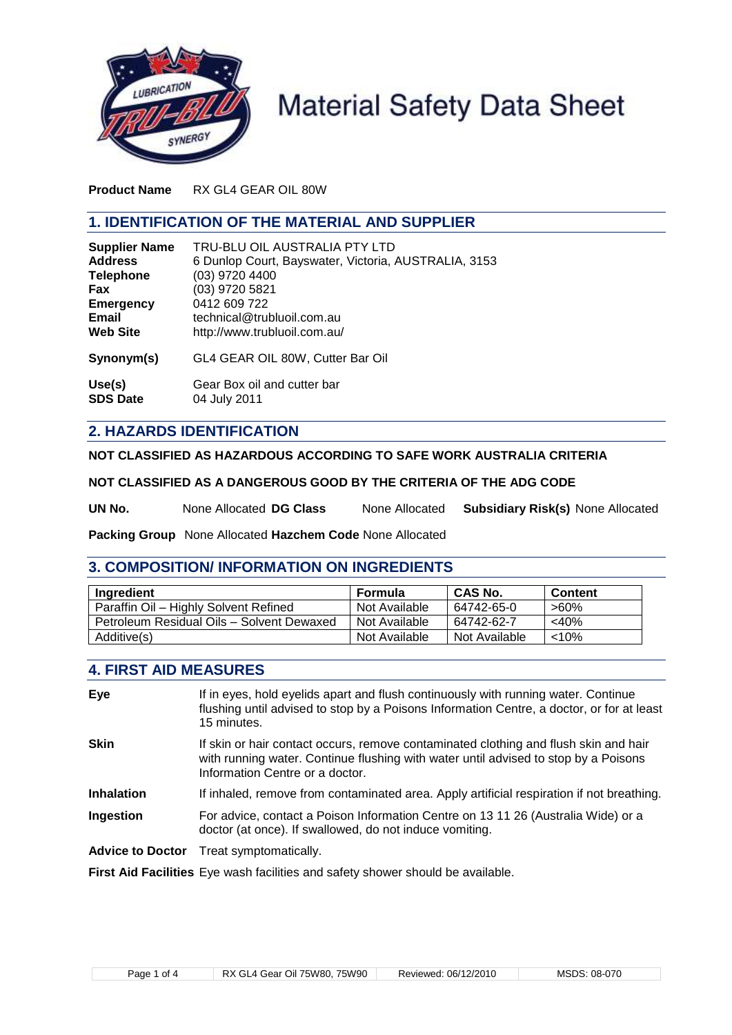# Material Safety Data Sheet

**Product Name** RX GL4 GEAR OIL 80W

## 1. IDENTIFICATION OF THE MATERIAL AND SUPPLIER

**Supplier Name** TRU-BLU OIL AUSTRALIA PTY LTD
**Address** 6 Dunlop Court, Bayswater, Victoria, AUSTRALIA, 3153
**Telephone** (03) 9720 4400
**Fax** (03) 9720 5821
**Emergency** 0412 609 722
**Email** technical@trubluoil.com.au
**Web Site** http://www.trubluoil.com.au/

**Synonym(s)** GL4 GEAR OIL 80W, Cutter Bar Oil

**Use(s)** Gear Box oil and cutter bar
**SDS Date** 04 July 2011

## 2. HAZARDS IDENTIFICATION

**NOT CLASSIFIED AS HAZARDOUS ACCORDING TO SAFE WORK AUSTRALIA CRITERIA**

**NOT CLASSIFIED AS A DANGEROUS GOOD BY THE CRITERIA OF THE ADG CODE**

**UN No.** None Allocated **DG Class** None Allocated **Subsidiary Risk(s)** None Allocated

**Packing Group** None Allocated **Hazchem Code** None Allocated

## 3. COMPOSITION/ INFORMATION ON INGREDIENTS

| Ingredient | Formula | CAS No. | Content |
|---|---|---|---|
| Paraffin Oil – Highly Solvent Refined | Not Available | 64742-65-0 | >60% |
| Petroleum Residual Oils – Solvent Dewaxed | Not Available | 64742-62-7 | <40% |
| Additive(s) | Not Available | Not Available | <10% |

## 4. FIRST AID MEASURES

**Eye** If in eyes, hold eyelids apart and flush continuously with running water. Continue flushing until advised to stop by a Poisons Information Centre, a doctor, or for at least 15 minutes.

**Skin** If skin or hair contact occurs, remove contaminated clothing and flush skin and hair with running water. Continue flushing with water until advised to stop by a Poisons Information Centre or a doctor.

**Inhalation** If inhaled, remove from contaminated area. Apply artificial respiration if not breathing.

**Ingestion** For advice, contact a Poison Information Centre on 13 11 26 (Australia Wide) or a doctor (at once). If swallowed, do not induce vomiting.

**Advice to Doctor** Treat symptomatically.

**First Aid Facilities** Eye wash facilities and safety shower should be available.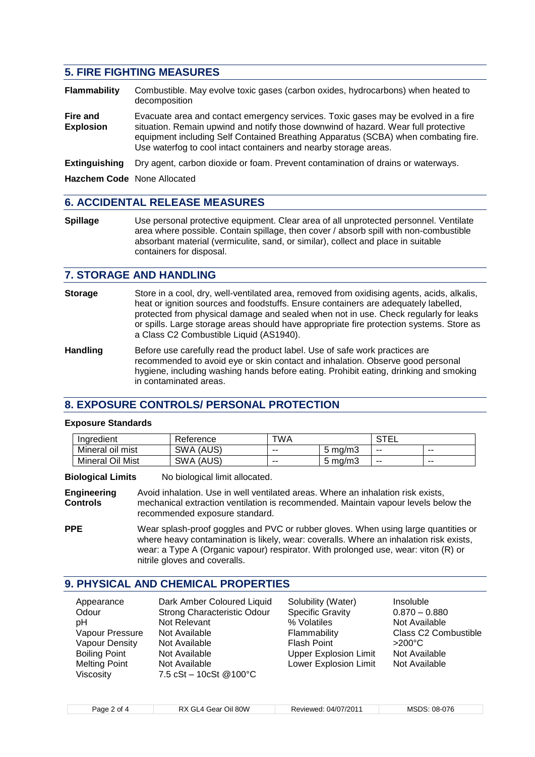## 5. FIRE FIGHTING MEASURES

**Flammability** Combustible. May evolve toxic gases (carbon oxides, hydrocarbons) when heated to decomposition

**Fire and Explosion** Evacuate area and contact emergency services. Toxic gases may be evolved in a fire situation. Remain upwind and notify those downwind of hazard. Wear full protective equipment including Self Contained Breathing Apparatus (SCBA) when combating fire. Use waterfog to cool intact containers and nearby storage areas.

**Extinguishing** Dry agent, carbon dioxide or foam. Prevent contamination of drains or waterways.

**Hazchem Code** None Allocated

## 6. ACCIDENTAL RELEASE MEASURES

**Spillage** Use personal protective equipment. Clear area of all unprotected personnel. Ventilate area where possible. Contain spillage, then cover / absorb spill with non-combustible absorbant material (vermiculite, sand, or similar), collect and place in suitable containers for disposal.

## 7. STORAGE AND HANDLING

**Storage** Store in a cool, dry, well-ventilated area, removed from oxidising agents, acids, alkalis, heat or ignition sources and foodstuffs. Ensure containers are adequately labelled, protected from physical damage and sealed when not in use. Check regularly for leaks or spills. Large storage areas should have appropriate fire protection systems. Store as a Class C2 Combustible Liquid (AS1940).

**Handling** Before use carefully read the product label. Use of safe work practices are recommended to avoid eye or skin contact and inhalation. Observe good personal hygiene, including washing hands before eating. Prohibit eating, drinking and smoking in contaminated areas.

## 8. EXPOSURE CONTROLS/ PERSONAL PROTECTION

**Exposure Standards**

| Ingredient | Reference | TWA | | STEL | |
|---|---|---|---|---|---|
| Mineral oil mist | SWA (AUS) | -- | 5 mg/m3 | -- | -- |
| Mineral Oil Mist | SWA (AUS) | -- | 5 mg/m3 | -- | -- |

**Biological Limits** No biological limit allocated.

**Engineering Controls** Avoid inhalation. Use in well ventilated areas. Where an inhalation risk exists, mechanical extraction ventilation is recommended. Maintain vapour levels below the recommended exposure standard.

**PPE** Wear splash-proof goggles and PVC or rubber gloves. When using large quantities or where heavy contamination is likely, wear: coveralls. Where an inhalation risk exists, wear: a Type A (Organic vapour) respirator. With prolonged use, wear: viton (R) or nitrile gloves and coveralls.

## 9. PHYSICAL AND CHEMICAL PROPERTIES

| | | | |
|---|---|---|---|
| Appearance | Dark Amber Coloured Liquid | Solubility (Water) | Insoluble |
| Odour | Strong Characteristic Odour | Specific Gravity | 0.870 – 0.880 |
| pH | Not Relevant | % Volatiles | Not Available |
| Vapour Pressure | Not Available | Flammability | Class C2 Combustible |
| Vapour Density | Not Available | Flash Point | >200°C |
| Boiling Point | Not Available | Upper Explosion Limit | Not Available |
| Melting Point | Not Available | Lower Explosion Limit | Not Available |
| Viscosity | 7.5 cSt – 10cSt @100°C | | |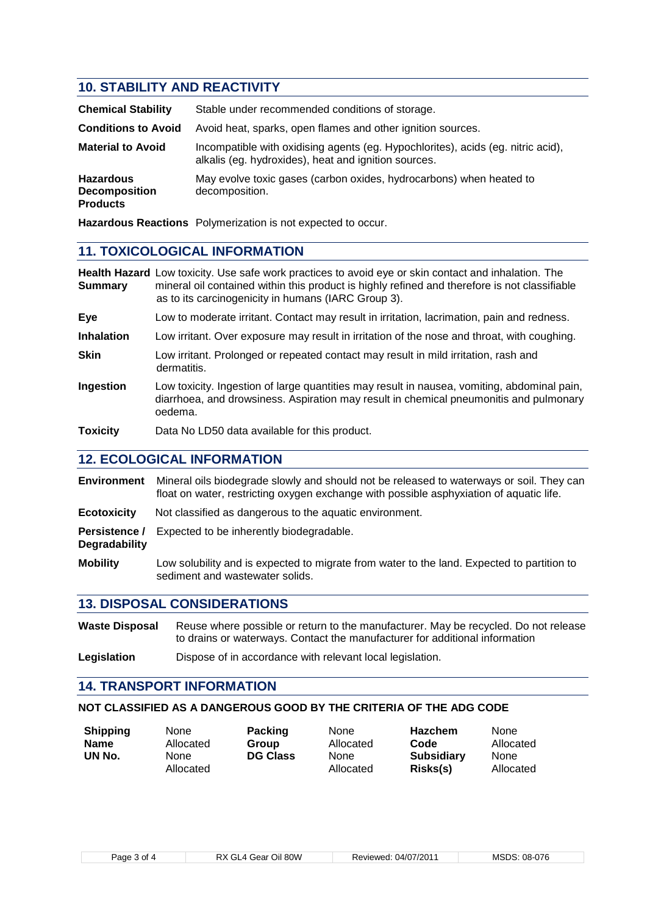## 10. STABILITY AND REACTIVITY

**Chemical Stability** Stable under recommended conditions of storage.

**Conditions to Avoid** Avoid heat, sparks, open flames and other ignition sources.

**Material to Avoid** Incompatible with oxidising agents (eg. Hypochlorites), acids (eg. nitric acid), alkalis (eg. hydroxides), heat and ignition sources.

**Hazardous Decomposition Products** May evolve toxic gases (carbon oxides, hydrocarbons) when heated to decomposition.

**Hazardous Reactions** Polymerization is not expected to occur.

## 11. TOXICOLOGICAL INFORMATION

**Health Hazard Summary** Low toxicity. Use safe work practices to avoid eye or skin contact and inhalation. The mineral oil contained within this product is highly refined and therefore is not classifiable as to its carcinogenicity in humans (IARC Group 3).

**Eye** Low to moderate irritant. Contact may result in irritation, lacrimation, pain and redness.

**Inhalation** Low irritant. Over exposure may result in irritation of the nose and throat, with coughing.

**Skin** Low irritant. Prolonged or repeated contact may result in mild irritation, rash and dermatitis.

**Ingestion** Low toxicity. Ingestion of large quantities may result in nausea, vomiting, abdominal pain, diarrhoea, and drowsiness. Aspiration may result in chemical pneumonitis and pulmonary oedema.

**Toxicity** Data No LD50 data available for this product.

## 12. ECOLOGICAL INFORMATION

**Environment** Mineral oils biodegrade slowly and should not be released to waterways or soil. They can float on water, restricting oxygen exchange with possible asphyxiation of aquatic life.

**Ecotoxicity** Not classified as dangerous to the aquatic environment.

**Persistence / Degradability** Expected to be inherently biodegradable.

**Mobility** Low solubility and is expected to migrate from water to the land. Expected to partition to sediment and wastewater solids.

## 13. DISPOSAL CONSIDERATIONS

**Waste Disposal** Reuse where possible or return to the manufacturer. May be recycled. Do not release to drains or waterways. Contact the manufacturer for additional information

**Legislation** Dispose of in accordance with relevant local legislation.

## 14. TRANSPORT INFORMATION

**NOT CLASSIFIED AS A DANGEROUS GOOD BY THE CRITERIA OF THE ADG CODE**

| | | | | | |
|---|---|---|---|---|---|
| **Shipping Name** | None Allocated | **Packing Group** | None Allocated | **Hazchem Code** | None Allocated |
| **UN No.** | None Allocated | **DG Class** | None Allocated | **Subsidiary Risks(s)** | None Allocated |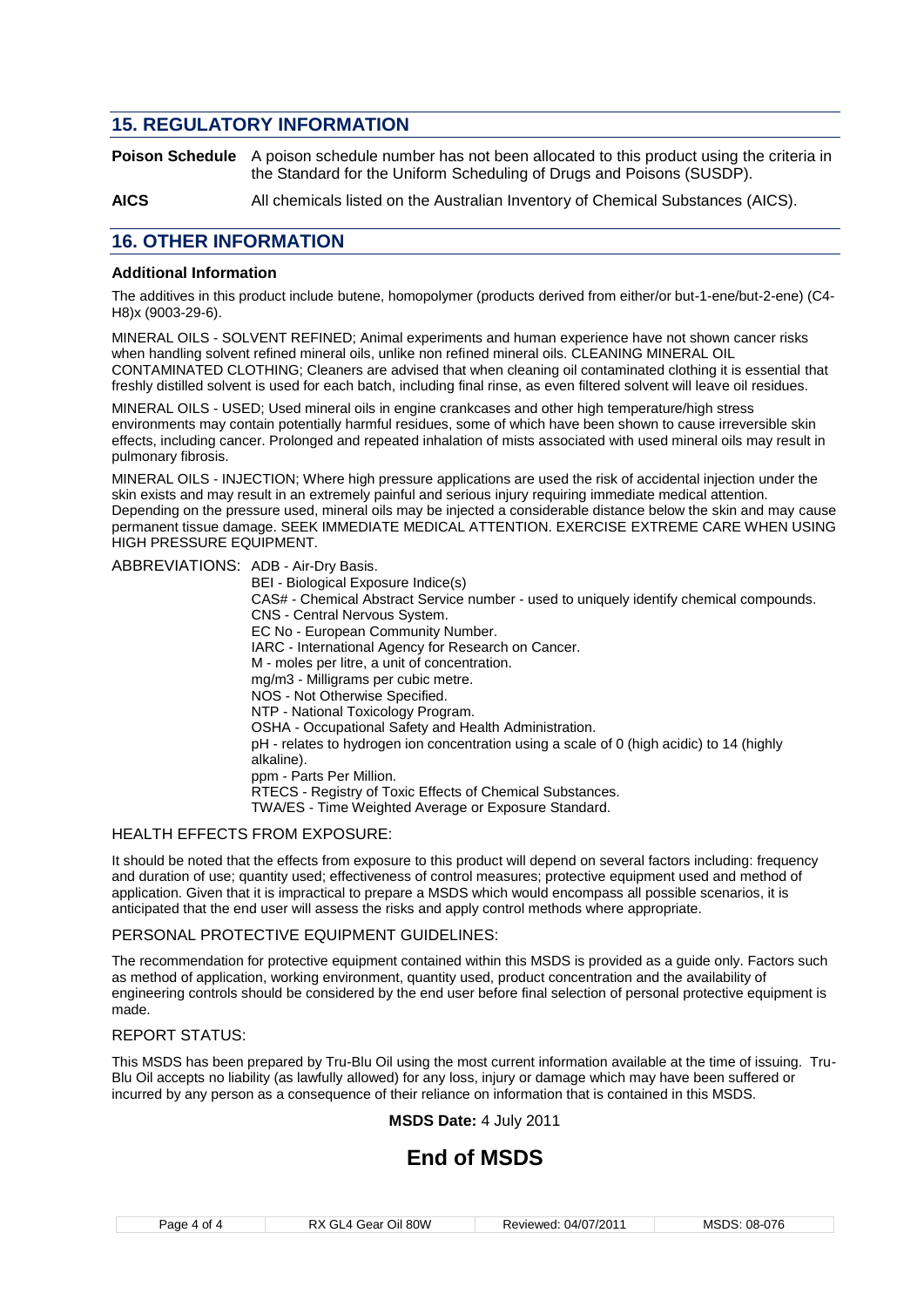## 15. REGULATORY INFORMATION

**Poison Schedule** A poison schedule number has not been allocated to this product using the criteria in the Standard for the Uniform Scheduling of Drugs and Poisons (SUSDP).

**AICS** All chemicals listed on the Australian Inventory of Chemical Substances (AICS).

## 16. OTHER INFORMATION

### Additional Information

The additives in this product include butene, homopolymer (products derived from either/or but-1-ene/but-2-ene) (C4-H8)x (9003-29-6).

MINERAL OILS - SOLVENT REFINED; Animal experiments and human experience have not shown cancer risks when handling solvent refined mineral oils, unlike non refined mineral oils. CLEANING MINERAL OIL CONTAMINATED CLOTHING; Cleaners are advised that when cleaning oil contaminated clothing it is essential that freshly distilled solvent is used for each batch, including final rinse, as even filtered solvent will leave oil residues.

MINERAL OILS - USED; Used mineral oils in engine crankcases and other high temperature/high stress environments may contain potentially harmful residues, some of which have been shown to cause irreversible skin effects, including cancer. Prolonged and repeated inhalation of mists associated with used mineral oils may result in pulmonary fibrosis.

MINERAL OILS - INJECTION; Where high pressure applications are used the risk of accidental injection under the skin exists and may result in an extremely painful and serious injury requiring immediate medical attention. Depending on the pressure used, mineral oils may be injected a considerable distance below the skin and may cause permanent tissue damage. SEEK IMMEDIATE MEDICAL ATTENTION. EXERCISE EXTREME CARE WHEN USING HIGH PRESSURE EQUIPMENT.

ABBREVIATIONS:
- ADB - Air-Dry Basis.
- BEI - Biological Exposure Indice(s)
- CAS# - Chemical Abstract Service number - used to uniquely identify chemical compounds.
- CNS - Central Nervous System.
- EC No - European Community Number.
- IARC - International Agency for Research on Cancer.
- M - moles per litre, a unit of concentration.
- mg/m3 - Milligrams per cubic metre.
- NOS - Not Otherwise Specified.
- NTP - National Toxicology Program.
- OSHA - Occupational Safety and Health Administration.
- pH - relates to hydrogen ion concentration using a scale of 0 (high acidic) to 14 (highly alkaline).
- ppm - Parts Per Million.
- RTECS - Registry of Toxic Effects of Chemical Substances.
- TWA/ES - Time Weighted Average or Exposure Standard.

HEALTH EFFECTS FROM EXPOSURE:

It should be noted that the effects from exposure to this product will depend on several factors including: frequency and duration of use; quantity used; effectiveness of control measures; protective equipment used and method of application. Given that it is impractical to prepare a MSDS which would encompass all possible scenarios, it is anticipated that the end user will assess the risks and apply control methods where appropriate.

PERSONAL PROTECTIVE EQUIPMENT GUIDELINES:

The recommendation for protective equipment contained within this MSDS is provided as a guide only. Factors such as method of application, working environment, quantity used, product concentration and the availability of engineering controls should be considered by the end user before final selection of personal protective equipment is made.

REPORT STATUS:

This MSDS has been prepared by Tru-Blu Oil using the most current information available at the time of issuing. Tru-Blu Oil accepts no liability (as lawfully allowed) for any loss, injury or damage which may have been suffered or incurred by any person as a consequence of their reliance on information that is contained in this MSDS.

**MSDS Date:** 4 July 2011

# End of MSDS